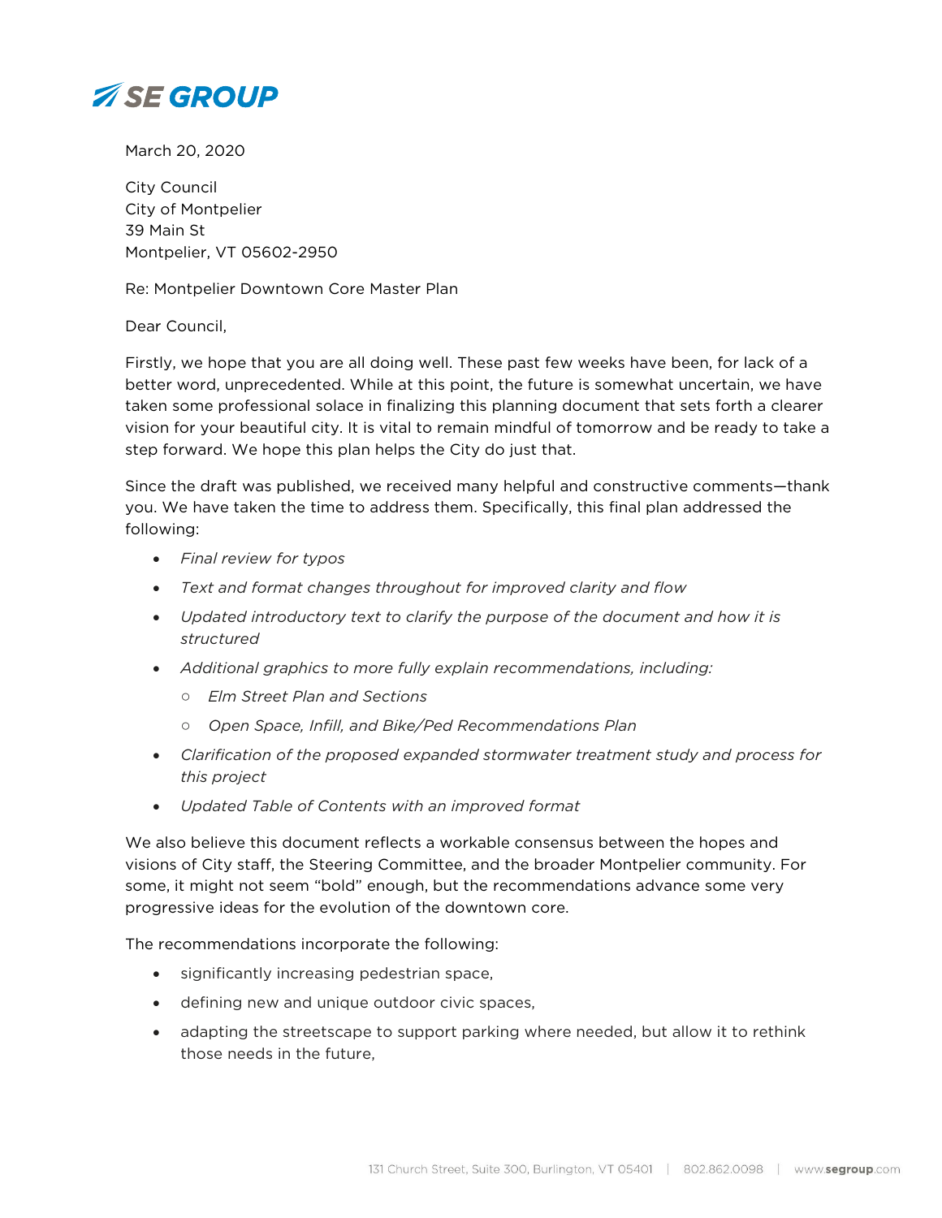SE GROUP

March 20, 2020

City Council
City of Montpelier
39 Main St
Montpelier, VT 05602-2950

Re: Montpelier Downtown Core Master Plan

Dear Council,

Firstly, we hope that you are all doing well. These past few weeks have been, for lack of a better word, unprecedented. While at this point, the future is somewhat uncertain, we have taken some professional solace in finalizing this planning document that sets forth a clearer vision for your beautiful city. It is vital to remain mindful of tomorrow and be ready to take a step forward. We hope this plan helps the City do just that.

Since the draft was published, we received many helpful and constructive comments—thank you. We have taken the time to address them. Specifically, this final plan addressed the following:

- *Final review for typos*
- *Text and format changes throughout for improved clarity and flow*
- *Updated introductory text to clarify the purpose of the document and how it is structured*
- *Additional graphics to more fully explain recommendations, including:*
  - *Elm Street Plan and Sections*
  - *Open Space, Infill, and Bike/Ped Recommendations Plan*
- *Clarification of the proposed expanded stormwater treatment study and process for this project*
- *Updated Table of Contents with an improved format*

We also believe this document reflects a workable consensus between the hopes and visions of City staff, the Steering Committee, and the broader Montpelier community. For some, it might not seem "bold" enough, but the recommendations advance some very progressive ideas for the evolution of the downtown core.

The recommendations incorporate the following:

- significantly increasing pedestrian space,
- defining new and unique outdoor civic spaces,
- adapting the streetscape to support parking where needed, but allow it to rethink those needs in the future,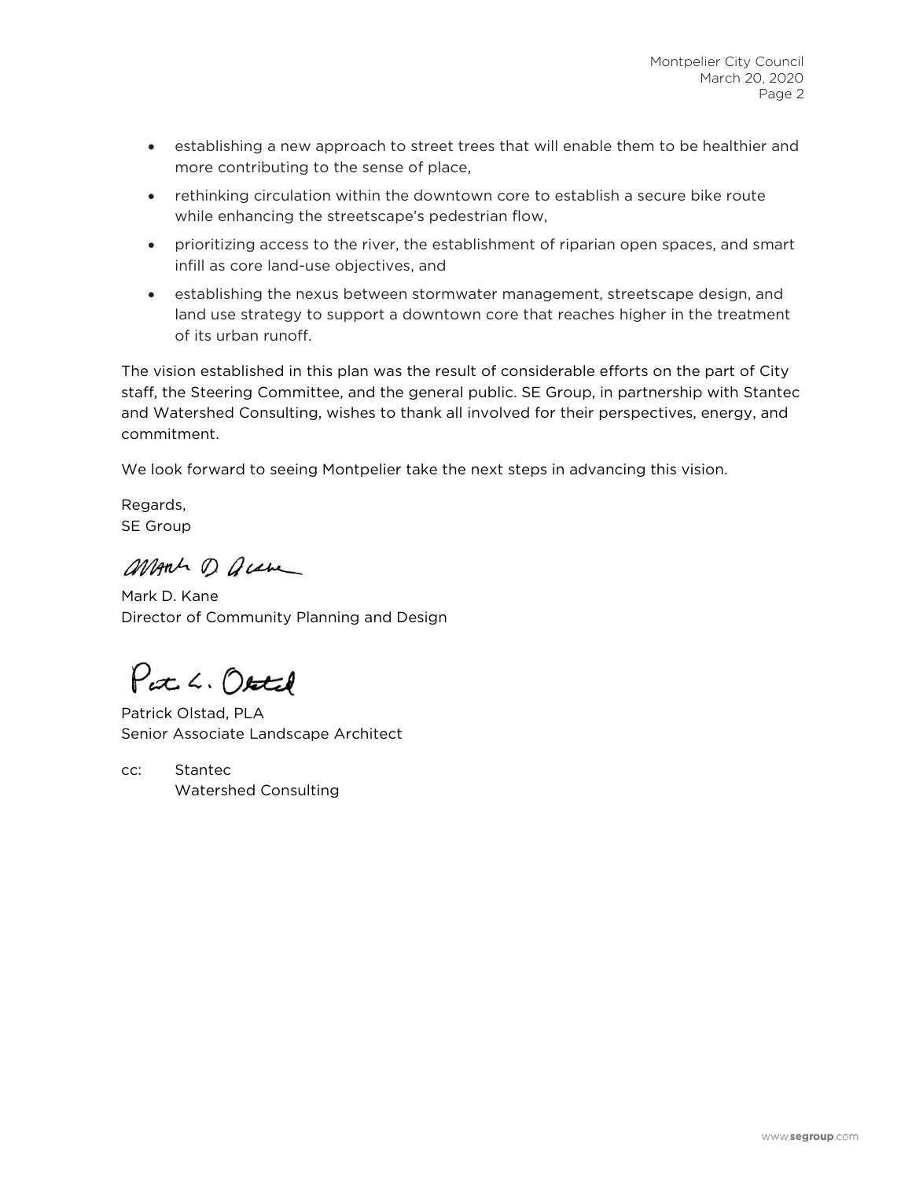- establishing a new approach to street trees that will enable them to be healthier and more contributing to the sense of place,
- rethinking circulation within the downtown core to establish a secure bike route while enhancing the streetscape's pedestrian flow,
- prioritizing access to the river, the establishment of riparian open spaces, and smart infill as core land-use objectives, and
- establishing the nexus between stormwater management, streetscape design, and land use strategy to support a downtown core that reaches higher in the treatment of its urban runoff.

The vision established in this plan was the result of considerable efforts on the part of City staff, the Steering Committee, and the general public. SE Group, in partnership with Stantec and Watershed Consulting, wishes to thank all involved for their perspectives, energy, and commitment.

We look forward to seeing Montpelier take the next steps in advancing this vision.

Regards,
SE Group

Mark D. Kane
Director of Community Planning and Design

Patrick Olstad, PLA
Senior Associate Landscape Architect

cc: Stantec
Watershed Consulting